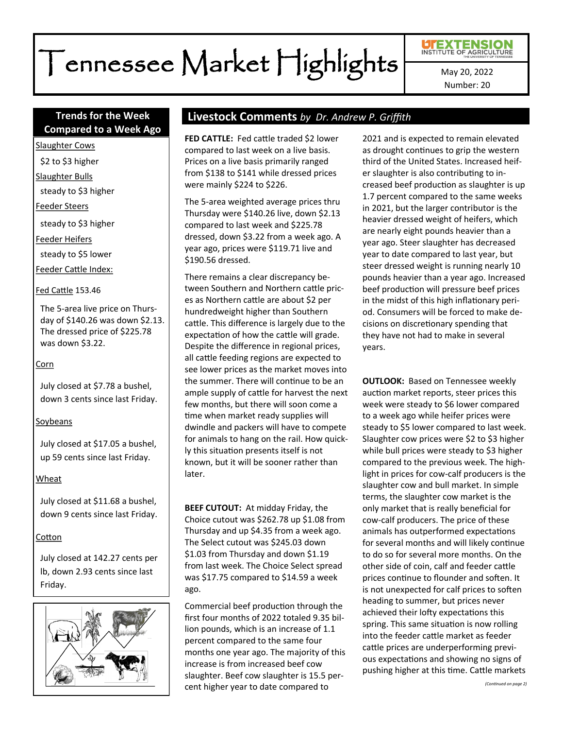# Tennessee Market Highlights

UT EXTENSION
INSTITUTE OF AGRICULTURE
THE UNIVERSITY OF TENNESSEE

May 20, 2022
Number: 20

## Trends for the Week Compared to a Week Ago

Slaughter Cows

$2 to $3 higher

Slaughter Bulls

steady to $3 higher

Feeder Steers

steady to $3 higher

Feeder Heifers

steady to $5 lower

Feeder Cattle Index:

Fed Cattle 153.46

The 5-area live price on Thursday of $140.26 was down $2.13. The dressed price of $225.78 was down $3.22.

Corn

July closed at $7.78 a bushel, down 3 cents since last Friday.

Soybeans

July closed at $17.05 a bushel, up 59 cents since last Friday.

Wheat

July closed at $11.68 a bushel, down 9 cents since last Friday.

Cotton

July closed at 142.27 cents per lb, down 2.93 cents since last Friday.

## Livestock Comments *by Dr. Andrew P. Griffith*

**FED CATTLE:** Fed cattle traded $2 lower compared to last week on a live basis. Prices on a live basis primarily ranged from $138 to $141 while dressed prices were mainly $224 to $226.

The 5-area weighted average prices thru Thursday were $140.26 live, down $2.13 compared to last week and $225.78 dressed, down $3.22 from a week ago. A year ago, prices were $119.71 live and $190.56 dressed.

There remains a clear discrepancy between Southern and Northern cattle prices as Northern cattle are about $2 per hundredweight higher than Southern cattle. This difference is largely due to the expectation of how the cattle will grade. Despite the difference in regional prices, all cattle feeding regions are expected to see lower prices as the market moves into the summer. There will continue to be an ample supply of cattle for harvest the next few months, but there will soon come a time when market ready supplies will dwindle and packers will have to compete for animals to hang on the rail. How quickly this situation presents itself is not known, but it will be sooner rather than later.

**BEEF CUTOUT:** At midday Friday, the Choice cutout was $262.78 up $1.08 from Thursday and up $4.35 from a week ago. The Select cutout was $245.03 down $1.03 from Thursday and down $1.19 from last week. The Choice Select spread was $17.75 compared to $14.59 a week ago.

Commercial beef production through the first four months of 2022 totaled 9.35 billion pounds, which is an increase of 1.1 percent compared to the same four months one year ago. The majority of this increase is from increased beef cow slaughter. Beef cow slaughter is 15.5 percent higher year to date compared to 2021 and is expected to remain elevated as drought continues to grip the western third of the United States. Increased heifer slaughter is also contributing to increased beef production as slaughter is up 1.7 percent compared to the same weeks in 2021, but the larger contributor is the heavier dressed weight of heifers, which are nearly eight pounds heavier than a year ago. Steer slaughter has decreased year to date compared to last year, but steer dressed weight is running nearly 10 pounds heavier than a year ago. Increased beef production will pressure beef prices in the midst of this high inflationary period. Consumers will be forced to make decisions on discretionary spending that they have not had to make in several years.

**OUTLOOK:** Based on Tennessee weekly auction market reports, steer prices this week were steady to $6 lower compared to a week ago while heifer prices were steady to $5 lower compared to last week. Slaughter cow prices were $2 to $3 higher while bull prices were steady to $3 higher compared to the previous week. The highlight in prices for cow-calf producers is the slaughter cow and bull market. In simple terms, the slaughter cow market is the only market that is really beneficial for cow-calf producers. The price of these animals has outperformed expectations for several months and will likely continue to do so for several more months. On the other side of coin, calf and feeder cattle prices continue to flounder and soften. It is not unexpected for calf prices to soften heading to summer, but prices never achieved their lofty expectations this spring. This same situation is now rolling into the feeder cattle market as feeder cattle prices are underperforming previous expectations and showing no signs of pushing higher at this time. Cattle markets

*(Continued on page 2)*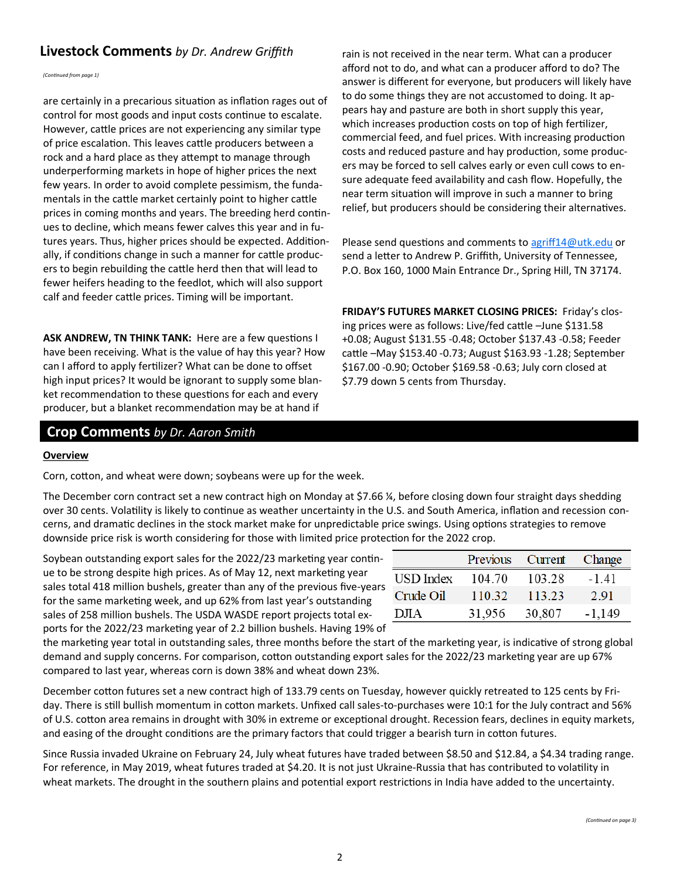## Livestock Comments *by Dr. Andrew Griffith*

*(Continued from page 1)*

are certainly in a precarious situation as inflation rages out of control for most goods and input costs continue to escalate. However, cattle prices are not experiencing any similar type of price escalation. This leaves cattle producers between a rock and a hard place as they attempt to manage through underperforming markets in hope of higher prices the next few years. In order to avoid complete pessimism, the fundamentals in the cattle market certainly point to higher cattle prices in coming months and years. The breeding herd continues to decline, which means fewer calves this year and in futures years. Thus, higher prices should be expected. Additionally, if conditions change in such a manner for cattle producers to begin rebuilding the cattle herd then that will lead to fewer heifers heading to the feedlot, which will also support calf and feeder cattle prices. Timing will be important.

**ASK ANDREW, TN THINK TANK:** Here are a few questions I have been receiving. What is the value of hay this year? How can I afford to apply fertilizer? What can be done to offset high input prices? It would be ignorant to supply some blanket recommendation to these questions for each and every producer, but a blanket recommendation may be at hand if rain is not received in the near term. What can a producer afford not to do, and what can a producer afford to do? The answer is different for everyone, but producers will likely have to do some things they are not accustomed to doing. It appears hay and pasture are both in short supply this year, which increases production costs on top of high fertilizer, commercial feed, and fuel prices. With increasing production costs and reduced pasture and hay production, some producers may be forced to sell calves early or even cull cows to ensure adequate feed availability and cash flow. Hopefully, the near term situation will improve in such a manner to bring relief, but producers should be considering their alternatives.

Please send questions and comments to agriff14@utk.edu or send a letter to Andrew P. Griffith, University of Tennessee, P.O. Box 160, 1000 Main Entrance Dr., Spring Hill, TN 37174.

**FRIDAY'S FUTURES MARKET CLOSING PRICES:** Friday's closing prices were as follows: Live/fed cattle –June $131.58 +0.08; August $131.55 -0.48; October $137.43 -0.58; Feeder cattle –May $153.40 -0.73; August $163.93 -1.28; September $167.00 -0.90; October $169.58 -0.63; July corn closed at $7.79 down 5 cents from Thursday.

## Crop Comments *by Dr. Aaron Smith*

**Overview**

Corn, cotton, and wheat were down; soybeans were up for the week.

The December corn contract set a new contract high on Monday at $7.66 ¼, before closing down four straight days shedding over 30 cents. Volatility is likely to continue as weather uncertainty in the U.S. and South America, inflation and recession concerns, and dramatic declines in the stock market make for unpredictable price swings. Using options strategies to remove downside price risk is worth considering for those with limited price protection for the 2022 crop.

| | Previous | Current | Change |
|---|---|---|---|
| USD Index | 104.70 | 103.28 | -1.41 |
| Crude Oil | 110.32 | 113.23 | 2.91 |
| DJIA | 31,956 | 30,807 | -1,149 |

Soybean outstanding export sales for the 2022/23 marketing year continue to be strong despite high prices. As of May 12, next marketing year sales total 418 million bushels, greater than any of the previous five-years for the same marketing week, and up 62% from last year's outstanding sales of 258 million bushels. The USDA WASDE report projects total exports for the 2022/23 marketing year of 2.2 billion bushels. Having 19% of the marketing year total in outstanding sales, three months before the start of the marketing year, is indicative of strong global demand and supply concerns. For comparison, cotton outstanding export sales for the 2022/23 marketing year are up 67% compared to last year, whereas corn is down 38% and wheat down 23%.

December cotton futures set a new contract high of 133.79 cents on Tuesday, however quickly retreated to 125 cents by Friday. There is still bullish momentum in cotton markets. Unfixed call sales-to-purchases were 10:1 for the July contract and 56% of U.S. cotton area remains in drought with 30% in extreme or exceptional drought. Recession fears, declines in equity markets, and easing of the drought conditions are the primary factors that could trigger a bearish turn in cotton futures.

Since Russia invaded Ukraine on February 24, July wheat futures have traded between $8.50 and $12.84, a $4.34 trading range. For reference, in May 2019, wheat futures traded at $4.20. It is not just Ukraine-Russia that has contributed to volatility in wheat markets. The drought in the southern plains and potential export restrictions in India have added to the uncertainty.

*(Continued on page 3)*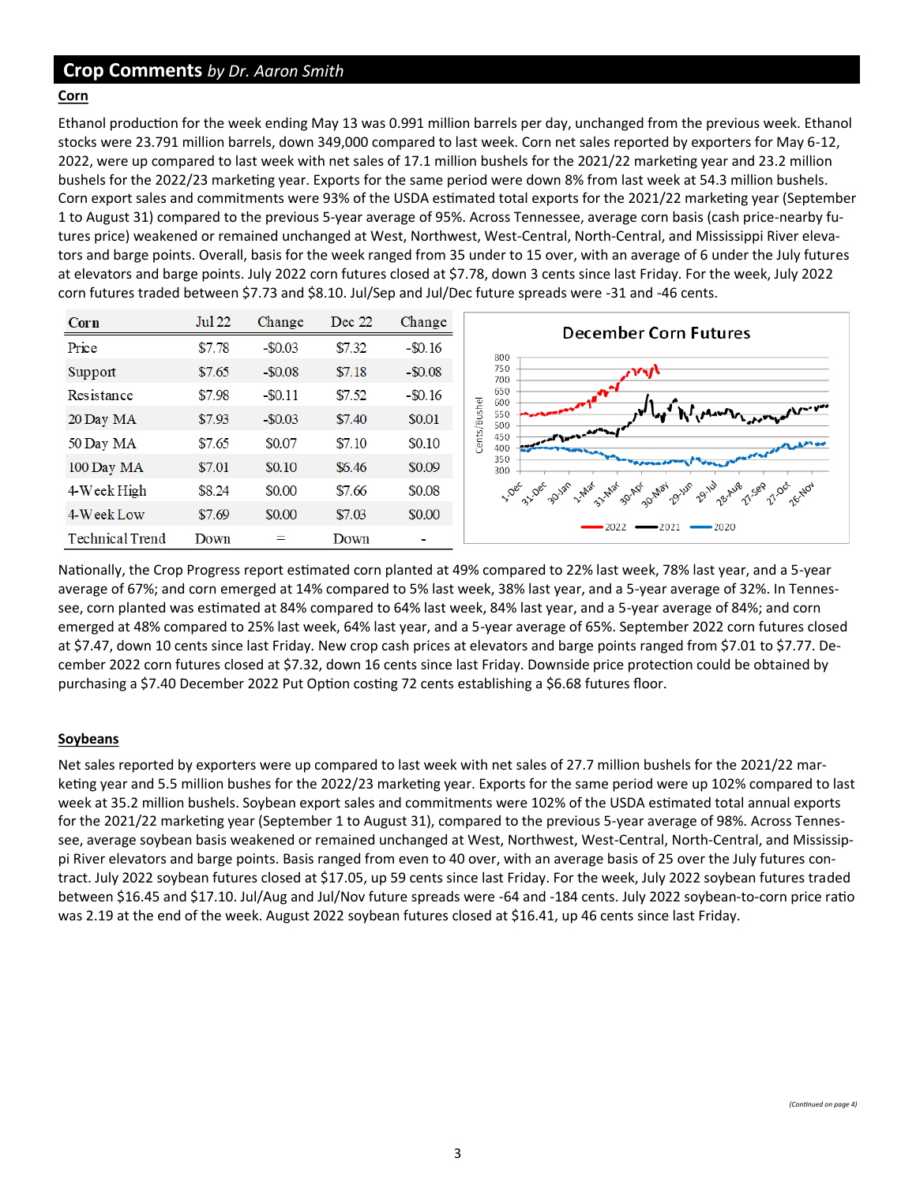## Crop Comments *by Dr. Aaron Smith*

**Corn**

Ethanol production for the week ending May 13 was 0.991 million barrels per day, unchanged from the previous week. Ethanol stocks were 23.791 million barrels, down 349,000 compared to last week. Corn net sales reported by exporters for May 6-12, 2022, were up compared to last week with net sales of 17.1 million bushels for the 2021/22 marketing year and 23.2 million bushels for the 2022/23 marketing year. Exports for the same period were down 8% from last week at 54.3 million bushels. Corn export sales and commitments were 93% of the USDA estimated total exports for the 2021/22 marketing year (September 1 to August 31) compared to the previous 5-year average of 95%. Across Tennessee, average corn basis (cash price-nearby futures price) weakened or remained unchanged at West, Northwest, West-Central, North-Central, and Mississippi River elevators and barge points. Overall, basis for the week ranged from 35 under to 15 over, with an average of 6 under the July futures at elevators and barge points. July 2022 corn futures closed at $7.78, down 3 cents since last Friday. For the week, July 2022 corn futures traded between $7.73 and $8.10. Jul/Sep and Jul/Dec future spreads were -31 and -46 cents.

| Corn | Jul 22 | Change | Dec 22 | Change |
|---|---|---|---|---|
| Price | $7.78 | -$0.03 | $7.32 | -$0.16 |
| Support | $7.65 | -$0.08 | $7.18 | -$0.08 |
| Resistance | $7.98 | -$0.11 | $7.52 | -$0.16 |
| 20 Day MA | $7.93 | -$0.03 | $7.40 | $0.01 |
| 50 Day MA | $7.65 | $0.07 | $7.10 | $0.10 |
| 100 Day MA | $7.01 | $0.10 | $6.46 | $0.09 |
| 4-Week High | $8.24 | $0.00 | $7.66 | $0.08 |
| 4-Week Low | $7.69 | $0.00 | $7.03 | $0.00 |
| Technical Trend | Down | = | Down | - |

December Corn Futures

Cents/Bushel

800
750
700
650
600
550
500
450
400
350
300

1-Dec
31-Dec
30-Jan
1-Mar
31-Mar
30-Apr
30-May
29-Jun
29-Jul
28-Aug
27-Sep
27-Oct
26-Nov

2022 2021 2020

Nationally, the Crop Progress report estimated corn planted at 49% compared to 22% last week, 78% last year, and a 5-year average of 67%; and corn emerged at 14% compared to 5% last week, 38% last year, and a 5-year average of 32%. In Tennessee, corn planted was estimated at 84% compared to 64% last week, 84% last year, and a 5-year average of 84%; and corn emerged at 48% compared to 25% last week, 64% last year, and a 5-year average of 65%. September 2022 corn futures closed at $7.47, down 10 cents since last Friday. New crop cash prices at elevators and barge points ranged from $7.01 to $7.77. December 2022 corn futures closed at $7.32, down 16 cents since last Friday. Downside price protection could be obtained by purchasing a $7.40 December 2022 Put Option costing 72 cents establishing a $6.68 futures floor.

**Soybeans**

Net sales reported by exporters were up compared to last week with net sales of 27.7 million bushels for the 2021/22 marketing year and 5.5 million bushes for the 2022/23 marketing year. Exports for the same period were up 102% compared to last week at 35.2 million bushels. Soybean export sales and commitments were 102% of the USDA estimated total annual exports for the 2021/22 marketing year (September 1 to August 31), compared to the previous 5-year average of 98%. Across Tennessee, average soybean basis weakened or remained unchanged at West, Northwest, West-Central, North-Central, and Mississippi River elevators and barge points. Basis ranged from even to 40 over, with an average basis of 25 over the July futures contract. July 2022 soybean futures closed at $17.05, up 59 cents since last Friday. For the week, July 2022 soybean futures traded between $16.45 and $17.10. Jul/Aug and Jul/Nov future spreads were -64 and -184 cents. July 2022 soybean-to-corn price ratio was 2.19 at the end of the week. August 2022 soybean futures closed at $16.41, up 46 cents since last Friday.

*(Continued on page 4)*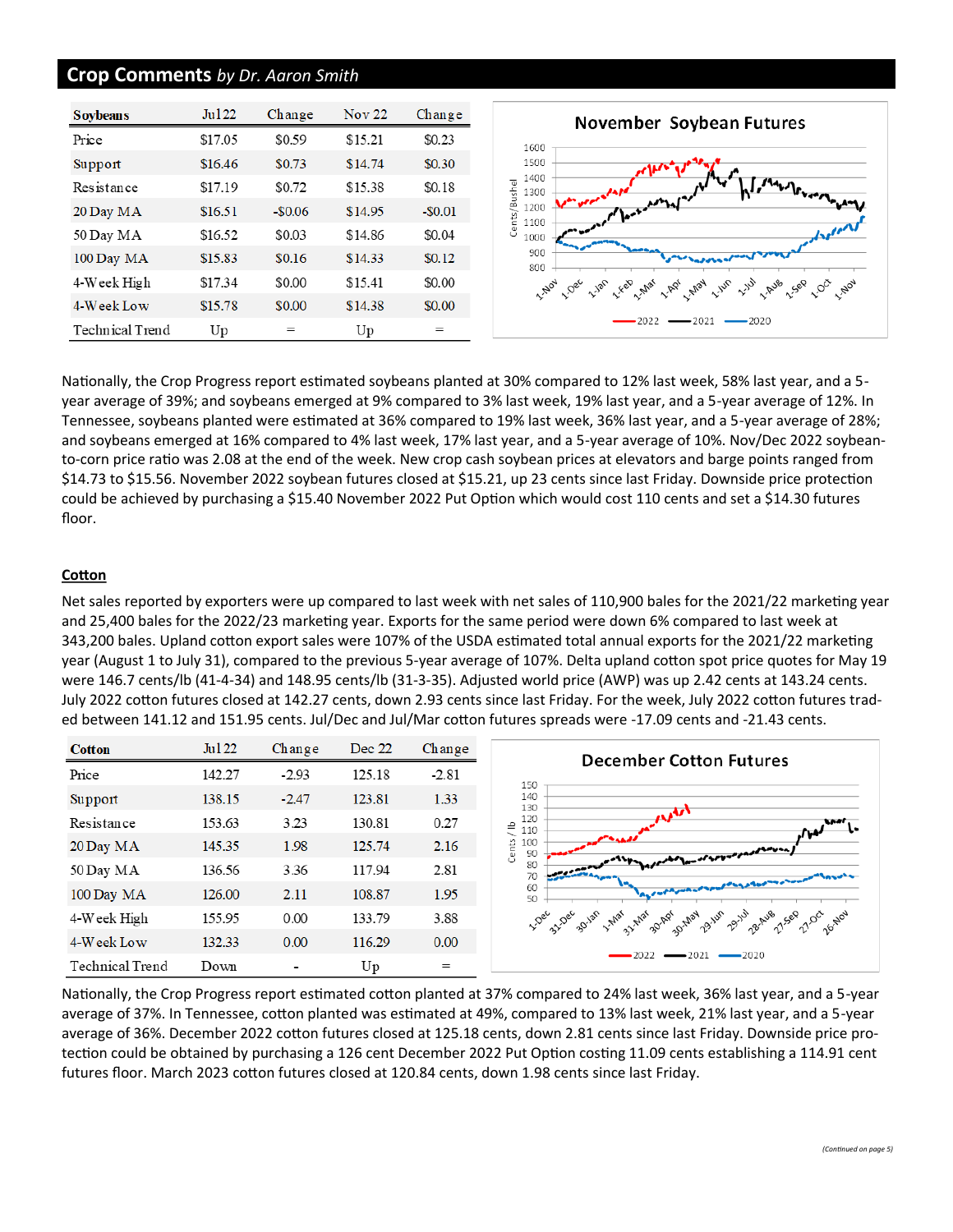## Crop Comments *by Dr. Aaron Smith*

| Soybeans | Jul 22 | Change | Nov 22 | Change |
|---|---|---|---|---|
| Price | $17.05 | $0.59 | $15.21 | $0.23 |
| Support | $16.46 | $0.73 | $14.74 | $0.30 |
| Resistance | $17.19 | $0.72 | $15.38 | $0.18 |
| 20 Day MA | $16.51 | -$0.06 | $14.95 | -$0.01 |
| 50 Day MA | $16.52 | $0.03 | $14.86 | $0.02 |
| 100 Day MA | $15.83 | $0.16 | $14.33 | $0.12 |
| 4-Week High | $17.34 | $0.00 | $15.41 | $0.00 |
| 4-Week Low | $15.78 | $0.00 | $14.38 | $0.00 |
| Technical Trend | Up | = | Up | = |

November Soybean Futures

Cents/Bushel

1600
1500
1400
1300
1200
1100
1000
900
800

1-Nov 1-Dec 1-Jan 1-Feb 1-Mar 1-Apr 1-May 1-Jun 1-Jul 1-Aug 1-Sep 1-Oct 1-Nov

2022 2021 2020

Nationally, the Crop Progress report estimated soybeans planted at 30% compared to 12% last week, 58% last year, and a 5-year average of 39%; and soybeans emerged at 9% compared to 3% last week, 19% last year, and a 5-year average of 12%. In Tennessee, soybeans planted were estimated at 36% compared to 19% last week, 36% last year, and a 5-year average of 28%; and soybeans emerged at 16% compared to 4% last week, 17% last year, and a 5-year average of 10%. Nov/Dec 2022 soybean-to-corn price ratio was 2.08 at the end of the week. New crop cash soybean prices at elevators and barge points ranged from $14.73 to $15.56. November 2022 soybean futures closed at $15.21, up 23 cents since last Friday. Downside price protection could be achieved by purchasing a $15.40 November 2022 Put Option which would cost 110 cents and set a $14.30 futures floor.

### Cotton

Net sales reported by exporters were up compared to last week with net sales of 110,900 bales for the 2021/22 marketing year and 25,400 bales for the 2022/23 marketing year. Exports for the same period were down 6% compared to last week at 343,200 bales. Upland cotton export sales were 107% of the USDA estimated total annual exports for the 2021/22 marketing year (August 1 to July 31), compared to the previous 5-year average of 107%. Delta upland cotton spot price quotes for May 19 were 146.7 cents/lb (41-4-34) and 148.95 cents/lb (31-3-35). Adjusted world price (AWP) was up 2.42 cents at 143.24 cents. July 2022 cotton futures closed at 142.27 cents, down 2.93 cents since last Friday. For the week, July 2022 cotton futures traded between 141.12 and 151.95 cents. Jul/Dec and Jul/Mar cotton futures spreads were -17.09 cents and -21.43 cents.

| Cotton | Jul 22 | Change | Dec 22 | Change |
|---|---|---|---|---|
| Price | 142.27 | -2.93 | 125.18 | -2.81 |
| Support | 138.15 | -2.47 | 123.81 | 1.33 |
| Resistance | 153.63 | 3.23 | 130.81 | 0.27 |
| 20 Day MA | 145.35 | 1.98 | 125.74 | 2.16 |
| 50 Day MA | 136.56 | 3.36 | 117.94 | 2.81 |
| 100 Day MA | 126.00 | 2.11 | 108.87 | 1.95 |
| 4-Week High | 155.95 | 0.00 | 133.79 | 3.88 |
| 4-Week Low | 132.33 | 0.00 | 116.29 | 0.00 |
| Technical Trend | Down | - | Up | = |

December Cotton Futures

Cents / lb

150
140
130
120
110
100
90
80
70
60
50

1-Dec 31-Dec 30-Jan 1-Mar 31-Mar 30-Apr 30-May 29-Jun 29-Jul 28-Aug 27-Sep 27-Oct 26-Nov

2022 2021 2020

Nationally, the Crop Progress report estimated cotton planted at 37% compared to 24% last week, 36% last year, and a 5-year average of 37%. In Tennessee, cotton planted was estimated at 49%, compared to 13% last week, 21% last year, and a 5-year average of 36%. December 2022 cotton futures closed at 125.18 cents, down 2.81 cents since last Friday. Downside price protection could be obtained by purchasing a 126 cent December 2022 Put Option costing 11.09 cents establishing a 114.91 cent futures floor. March 2023 cotton futures closed at 120.84 cents, down 1.98 cents since last Friday.

*(Continued on page 5)*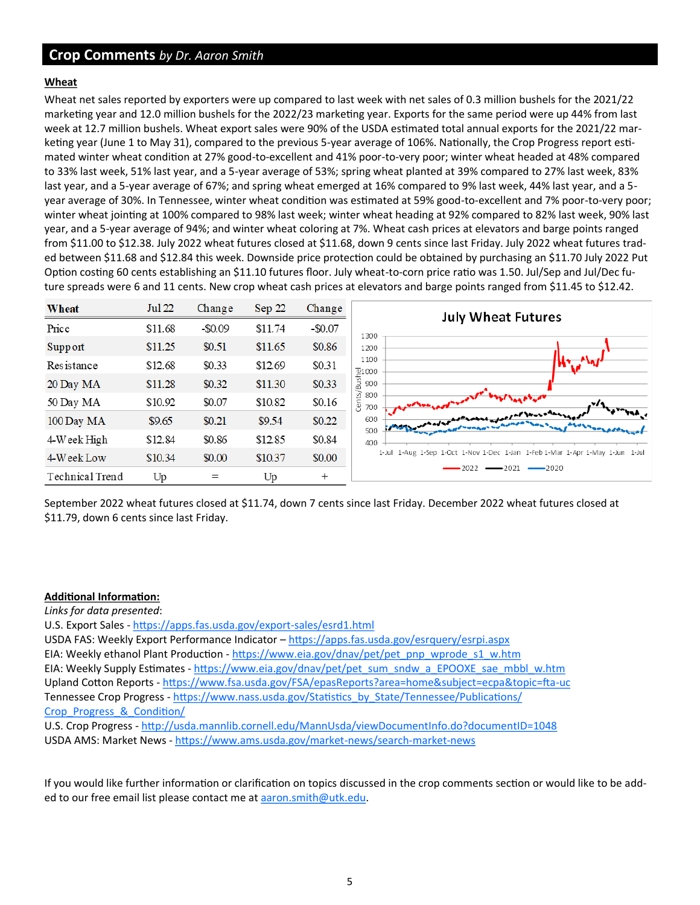## Crop Comments *by Dr. Aaron Smith*

**Wheat**

Wheat net sales reported by exporters were up compared to last week with net sales of 0.3 million bushels for the 2021/22 marketing year and 12.0 million bushels for the 2022/23 marketing year. Exports for the same period were up 44% from last week at 12.7 million bushels. Wheat export sales were 90% of the USDA estimated total annual exports for the 2021/22 marketing year (June 1 to May 31), compared to the previous 5-year average of 106%. Nationally, the Crop Progress report estimated winter wheat condition at 27% good-to-excellent and 41% poor-to-very poor; winter wheat headed at 48% compared to 33% last week, 51% last year, and a 5-year average of 53%; spring wheat planted at 39% compared to 27% last week, 83% last year, and a 5-year average of 67%; and spring wheat emerged at 16% compared to 9% last week, 44% last year, and a 5-year average of 30%. In Tennessee, winter wheat condition was estimated at 59% good-to-excellent and 7% poor-to-very poor; winter wheat jointing at 100% compared to 98% last week; winter wheat heading at 92% compared to 82% last week, 90% last year, and a 5-year average of 94%; and winter wheat coloring at 7%. Wheat cash prices at elevators and barge points ranged from $11.00 to $12.38. July 2022 wheat futures closed at $11.68, down 9 cents since last Friday. July 2022 wheat futures traded between $11.68 and $12.84 this week. Downside price protection could be obtained by purchasing an $11.70 July 2022 Put Option costing 60 cents establishing an $11.10 futures floor. July wheat-to-corn price ratio was 1.50. Jul/Sep and Jul/Dec future spreads were 6 and 11 cents. New crop wheat cash prices at elevators and barge points ranged from $11.45 to $12.42.

| Wheat | Jul 22 | Change | Sep 22 | Change |
|---|---|---|---|---|
| Price | $11.68 | -$0.09 | $11.74 | -$0.07 |
| Support | $11.25 | $0.51 | $11.65 | $0.86 |
| Resistance | $12.68 | $0.33 | $12.69 | $0.31 |
| 20 Day MA | $11.28 | $0.32 | $11.30 | $0.33 |
| 50 Day MA | $10.92 | $0.07 | $10.82 | $0.16 |
| 100 Day MA | $9.65 | $0.21 | $9.54 | $0.22 |
| 4-Week High | $12.84 | $0.86 | $12.85 | $0.84 |
| 4-Week Low | $10.34 | $0.00 | $10.37 | $0.00 |
| Technical Trend | Up | = | Up | + |

July Wheat Futures

Cents/Bushel

1300, 1200, 1100, 1000, 900, 800, 700, 600, 500, 400

1-Jul 1-Aug 1-Sep 1-Oct 1-Nov 1-Dec 1-Jan 1-Feb 1-Mar 1-Apr 1-May 1-Jun 1-Jul

2022 2021 2020

September 2022 wheat futures closed at $11.74, down 7 cents since last Friday. December 2022 wheat futures closed at $11.79, down 6 cents since last Friday.

**Additional Information:**

*Links for data presented*:

U.S. Export Sales - https://apps.fas.usda.gov/export-sales/esrd1.html

USDA FAS: Weekly Export Performance Indicator – https://apps.fas.usda.gov/esrquery/esrpi.aspx

EIA: Weekly ethanol Plant Production - https://www.eia.gov/dnav/pet/pet_pnp_wprode_s1_w.htm

EIA: Weekly Supply Estimates - https://www.eia.gov/dnav/pet/pet_sum_sndw_a_EPOOXE_sae_mbbl_w.htm

Upland Cotton Reports - https://www.fsa.usda.gov/FSA/epasReports?area=home&subject=ecpa&topic=fta-uc

Tennessee Crop Progress - https://www.nass.usda.gov/Statistics_by_State/Tennessee/Publications/Crop_Progress_&_Condition/

U.S. Crop Progress - http://usda.mannlib.cornell.edu/MannUsda/viewDocumentInfo.do?documentID=1048

USDA AMS: Market News - https://www.ams.usda.gov/market-news/search-market-news

If you would like further information or clarification on topics discussed in the crop comments section or would like to be added to our free email list please contact me at aaron.smith@utk.edu.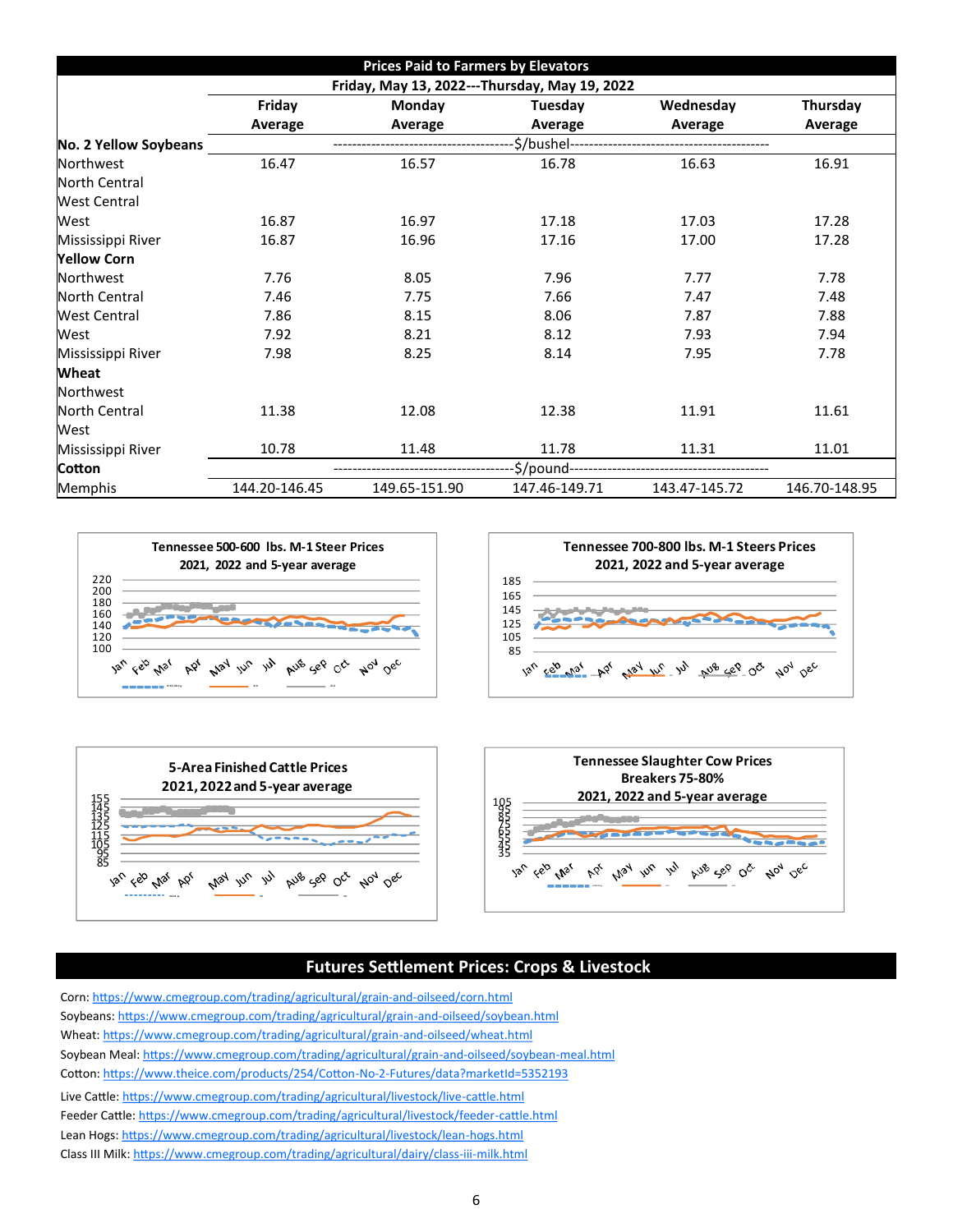| Prices Paid to Farmers by Elevators | | | | | |
|---|---|---|---|---|---|
| Friday, May 13, 2022---Thursday, May 19, 2022 | | | | | |
| | Friday Average | Monday Average | Tuesday Average | Wednesday Average | Thursday Average |
| **No. 2 Yellow Soybeans** | -----$/bushel----- | | | | |
| Northwest | 16.47 | 16.57 | 16.78 | 16.63 | 16.91 |
| North Central | | | | | |
| West Central | | | | | |
| West | 16.87 | 16.97 | 17.18 | 17.03 | 17.28 |
| Mississippi River | 16.87 | 16.96 | 17.16 | 17.00 | 17.28 |
| **Yellow Corn** | | | | | |
| Northwest | 7.76 | 8.05 | 7.96 | 7.77 | 7.78 |
| North Central | 7.46 | 7.75 | 7.66 | 7.47 | 7.48 |
| West Central | 7.86 | 8.15 | 8.06 | 7.87 | 7.88 |
| West | 7.92 | 8.21 | 8.12 | 7.93 | 7.94 |
| Mississippi River | 7.98 | 8.25 | 8.14 | 7.95 | 7.78 |
| **Wheat** | | | | | |
| Northwest | | | | | |
| North Central | 11.38 | 12.08 | 12.38 | 11.91 | 11.61 |
| West | | | | | |
| Mississippi River | 10.78 | 11.48 | 11.78 | 11.31 | 11.01 |
| **Cotton** | -----$/pound----- | | | | |
| Memphis | 144.20-146.45 | 149.65-151.90 | 147.46-149.71 | 143.47-145.72 | 146.70-148.95 |

Tennessee 500-600 lbs. M-1 Steer Prices
2021, 2022 and 5-year average
220
200
180
160
140
120
100
Jan Feb Mar Apr May Jun Jul Aug Sep Oct Nov Dec

Tennessee 700-800 lbs. M-1 Steers Prices
2021, 2022 and 5-year average
185
165
145
125
105
85
Jan Feb Mar Apr May Jun Jul Aug Sep Oct Nov Dec

5-Area Finished Cattle Prices
2021, 2022 and 5-year average
155
145
135
125
115
105
95
85
Jan Feb Mar Apr May Jun Jul Aug Sep Oct Nov Dec

Tennessee Slaughter Cow Prices
Breakers 75-80%
2021, 2022 and 5-year average
105
95
85
75
65
55
45
35
Jan Feb Mar Apr May Jun Jul Aug Sep Oct Nov Dec

## Futures Settlement Prices: Crops & Livestock

Corn: https://www.cmegroup.com/trading/agricultural/grain-and-oilseed/corn.html
Soybeans: https://www.cmegroup.com/trading/agricultural/grain-and-oilseed/soybean.html
Wheat: https://www.cmegroup.com/trading/agricultural/grain-and-oilseed/wheat.html
Soybean Meal: https://www.cmegroup.com/trading/agricultural/grain-and-oilseed/soybean-meal.html
Cotton: https://www.theice.com/products/254/Cotton-No-2-Futures/data?marketId=5352193
Live Cattle: https://www.cmegroup.com/trading/agricultural/livestock/live-cattle.html
Feeder Cattle: https://www.cmegroup.com/trading/agricultural/livestock/feeder-cattle.html
Lean Hogs: https://www.cmegroup.com/trading/agricultural/livestock/lean-hogs.html
Class III Milk: https://www.cmegroup.com/trading/agricultural/dairy/class-iii-milk.html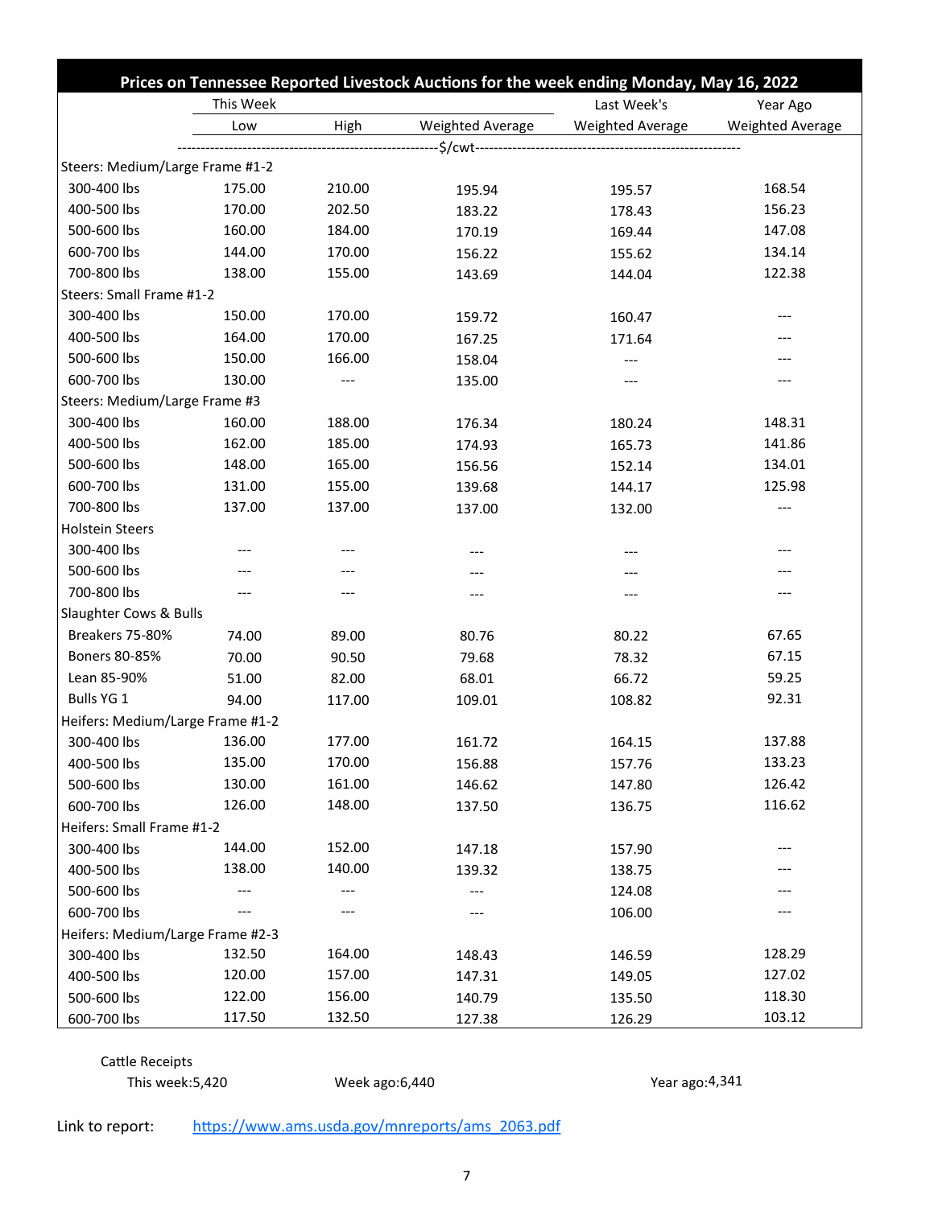## Prices on Tennessee Reported Livestock Auctions for the week ending Monday, May 16, 2022

| | This Week | | | Last Week's | Year Ago |
|---|---|---|---|---|---|
| | Low | High | Weighted Average | Weighted Average | Weighted Average |
| | | | $/cwt | | |
| **Steers: Medium/Large Frame #1-2** | | | | | |
| 300-400 lbs | 175.00 | 210.00 | 195.94 | 195.57 | 168.54 |
| 400-500 lbs | 170.00 | 202.50 | 183.22 | 178.43 | 156.23 |
| 500-600 lbs | 160.00 | 184.00 | 170.19 | 169.44 | 147.08 |
| 600-700 lbs | 144.00 | 170.00 | 156.22 | 155.62 | 134.14 |
| 700-800 lbs | 138.00 | 155.00 | 143.69 | 144.04 | 122.38 |
| **Steers: Small Frame #1-2** | | | | | |
| 300-400 lbs | 150.00 | 170.00 | 159.72 | 160.47 | --- |
| 400-500 lbs | 164.00 | 170.00 | 167.25 | 171.64 | --- |
| 500-600 lbs | 150.00 | 166.00 | 158.04 | --- | --- |
| 600-700 lbs | 130.00 | --- | 135.00 | --- | --- |
| **Steers: Medium/Large Frame #3** | | | | | |
| 300-400 lbs | 160.00 | 188.00 | 176.34 | 180.24 | 148.31 |
| 400-500 lbs | 162.00 | 185.00 | 174.93 | 165.73 | 141.86 |
| 500-600 lbs | 148.00 | 165.00 | 156.56 | 152.14 | 134.01 |
| 600-700 lbs | 131.00 | 155.00 | 139.68 | 144.17 | 125.98 |
| 700-800 lbs | 137.00 | 137.00 | 137.00 | 132.00 | --- |
| **Holstein Steers** | | | | | |
| 300-400 lbs | --- | --- | --- | --- | --- |
| 500-600 lbs | --- | --- | --- | --- | --- |
| 700-800 lbs | --- | --- | --- | --- | --- |
| **Slaughter Cows & Bulls** | | | | | |
| Breakers 75-80% | 74.00 | 89.00 | 80.76 | 80.22 | 67.65 |
| Boners 80-85% | 70.00 | 90.50 | 79.68 | 78.32 | 67.15 |
| Lean 85-90% | 51.00 | 82.00 | 68.01 | 66.72 | 59.25 |
| Bulls YG 1 | 94.00 | 117.00 | 109.01 | 108.82 | 92.31 |
| **Heifers: Medium/Large Frame #1-2** | | | | | |
| 300-400 lbs | 136.00 | 177.00 | 161.72 | 164.15 | 137.88 |
| 400-500 lbs | 135.00 | 170.00 | 156.88 | 157.76 | 133.23 |
| 500-600 lbs | 130.00 | 161.00 | 146.62 | 147.80 | 126.42 |
| 600-700 lbs | 126.00 | 148.00 | 137.50 | 136.75 | 116.62 |
| **Heifers: Small Frame #1-2** | | | | | |
| 300-400 lbs | 144.00 | 152.00 | 147.18 | 157.90 | --- |
| 400-500 lbs | 138.00 | 140.00 | 139.32 | 138.75 | --- |
| 500-600 lbs | --- | --- | --- | 124.08 | --- |
| 600-700 lbs | --- | --- | --- | 106.00 | --- |
| **Heifers: Medium/Large Frame #2-3** | | | | | |
| 300-400 lbs | 132.50 | 164.00 | 148.43 | 146.59 | 128.29 |
| 400-500 lbs | 120.00 | 157.00 | 147.31 | 149.05 | 127.02 |
| 500-600 lbs | 122.00 | 156.00 | 140.79 | 135.50 | 118.30 |
| 600-700 lbs | 117.50 | 132.50 | 127.38 | 126.29 | 103.12 |

Cattle Receipts

This week:5,420 | Week ago:6,440 | Year ago:4,341

Link to report: https://www.ams.usda.gov/mnreports/ams_2063.pdf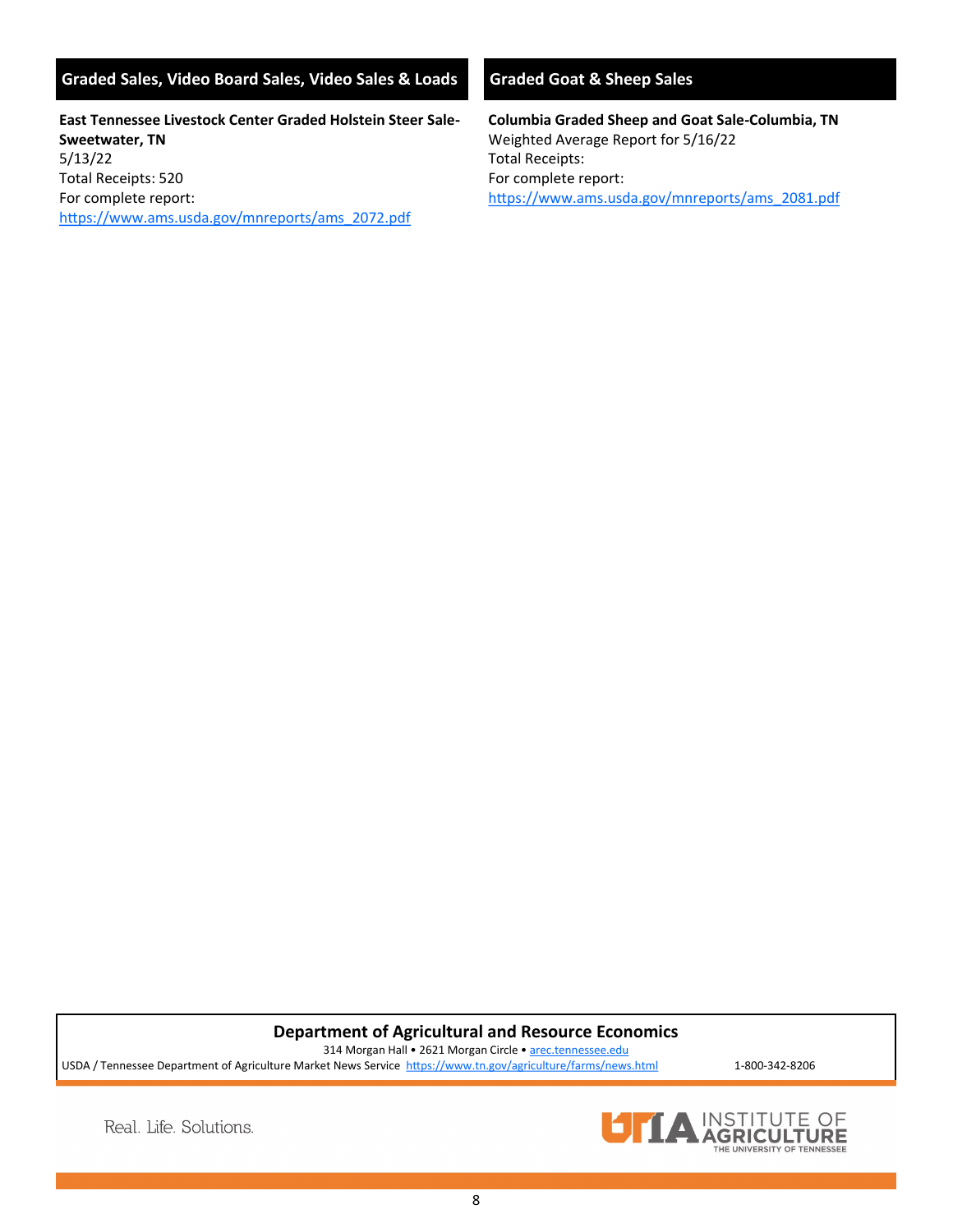## Graded Sales, Video Board Sales, Video Sales & Loads

**East Tennessee Livestock Center Graded Holstein Steer Sale-Sweetwater, TN**
5/13/22
Total Receipts: 520
For complete report:
https://www.ams.usda.gov/mnreports/ams_2072.pdf

## Graded Goat & Sheep Sales

**Columbia Graded Sheep and Goat Sale-Columbia, TN**
Weighted Average Report for 5/16/22
Total Receipts:
For complete report:
https://www.ams.usda.gov/mnreports/ams_2081.pdf

**Department of Agricultural and Resource Economics**
314 Morgan Hall • 2621 Morgan Circle • arec.tennessee.edu
USDA / Tennessee Department of Agriculture Market News Service https://www.tn.gov/agriculture/farms/news.html 1-800-342-8206

Real. Life. Solutions.

UTIA INSTITUTE OF AGRICULTURE THE UNIVERSITY OF TENNESSEE